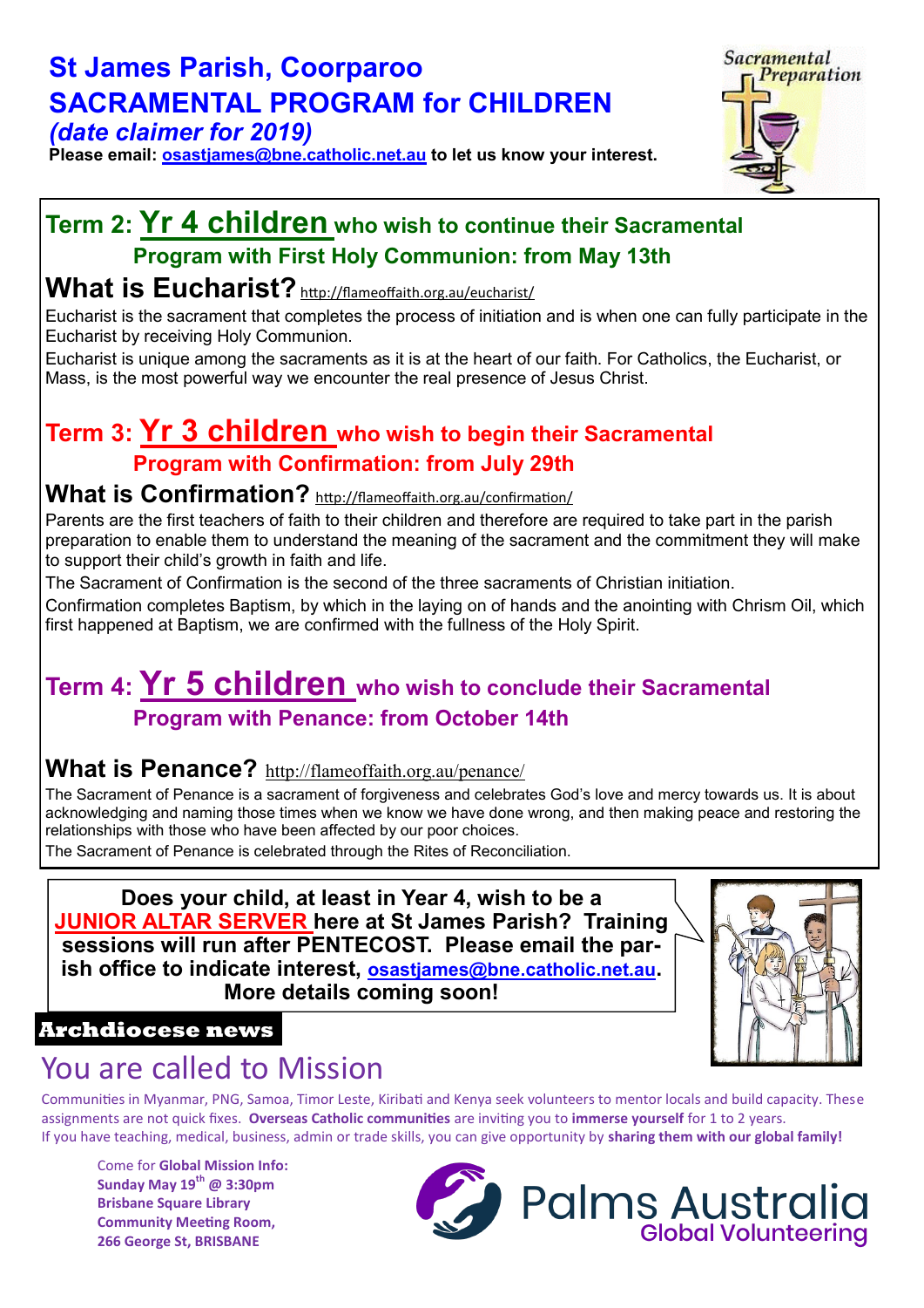# St James Parish, Coorparoo
# SACRAMENTAL PROGRAM for CHILDREN
*(date claimer for 2019)*

**Please email: osastjames@bne.catholic.net.au to let us know your interest.**

## Term 2: Yr 4 children who wish to continue their Sacramental Program with First Holy Communion: from May 13th

### What is Eucharist? http://flameoffaith.org.au/eucharist/

Eucharist is the sacrament that completes the process of initiation and is when one can fully participate in the Eucharist by receiving Holy Communion.

Eucharist is unique among the sacraments as it is at the heart of our faith. For Catholics, the Eucharist, or Mass, is the most powerful way we encounter the real presence of Jesus Christ.

## Term 3: Yr 3 children who wish to begin their Sacramental Program with Confirmation: from July 29th

### What is Confirmation? http://flameoffaith.org.au/confirmation/

Parents are the first teachers of faith to their children and therefore are required to take part in the parish preparation to enable them to understand the meaning of the sacrament and the commitment they will make to support their child's growth in faith and life.

The Sacrament of Confirmation is the second of the three sacraments of Christian initiation.

Confirmation completes Baptism, by which in the laying on of hands and the anointing with Chrism Oil, which first happened at Baptism, we are confirmed with the fullness of the Holy Spirit.

## Term 4: Yr 5 children who wish to conclude their Sacramental Program with Penance: from October 14th

### What is Penance? http://flameoffaith.org.au/penance/

The Sacrament of Penance is a sacrament of forgiveness and celebrates God's love and mercy towards us. It is about acknowledging and naming those times when we know we have done wrong, and then making peace and restoring the relationships with those who have been affected by our poor choices.

The Sacrament of Penance is celebrated through the Rites of Reconciliation.

**Does your child, at least in Year 4, wish to be a JUNIOR ALTAR SERVER here at St James Parish? Training sessions will run after PENTECOST. Please email the parish office to indicate interest, osastjames@bne.catholic.net.au. More details coming soon!**

**Archdiocese news**

## You are called to Mission

Communities in Myanmar, PNG, Samoa, Timor Leste, Kiribati and Kenya seek volunteers to mentor locals and build capacity. These assignments are not quick fixes. **Overseas Catholic communities** are inviting you to **immerse yourself** for 1 to 2 years.
If you have teaching, medical, business, admin or trade skills, you can give opportunity by **sharing them with our global family!**

Come for **Global Mission Info:**
**Sunday May 19th @ 3:30pm**
**Brisbane Square Library**
**Community Meeting Room,**
**266 George St, BRISBANE**

Palms Australia
Global Volunteering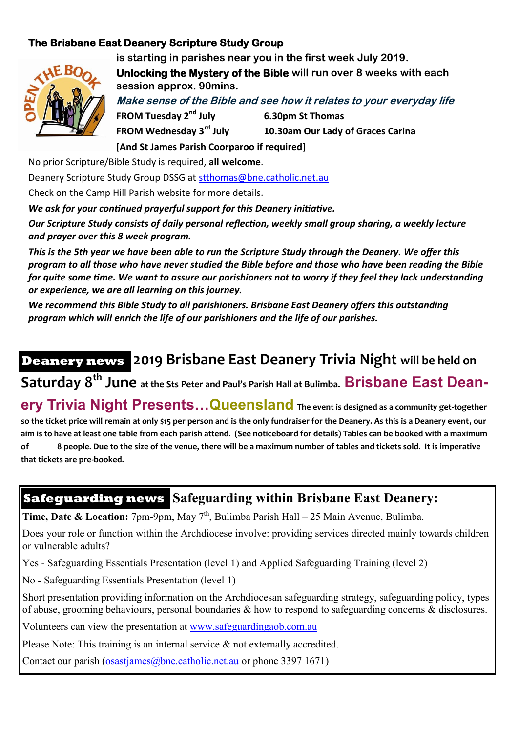## The Brisbane East Deanery Scripture Study Group

**is starting in parishes near you in the first week July 2019.**

**Unlocking the Mystery of the Bible will run over 8 weeks with each session approx. 90mins.**

***Make sense of the Bible and see how it relates to your everyday life***

**FROM Tuesday 2nd July** **6.30pm St Thomas**

**FROM Wednesday 3rd July** **10.30am Our Lady of Graces Carina**

**[And St James Parish Coorparoo if required]**

No prior Scripture/Bible Study is required, **all welcome**.

Deanery Scripture Study Group DSSG at stthomas@bne.catholic.net.au

Check on the Camp Hill Parish website for more details.

***We ask for your continued prayerful support for this Deanery initiative.***

***Our Scripture Study consists of daily personal reflection, weekly small group sharing, a weekly lecture and prayer over this 8 week program.***

***This is the 5th year we have been able to run the Scripture Study through the Deanery. We offer this program to all those who have never studied the Bible before and those who have been reading the Bible for quite some time. We want to assure our parishioners not to worry if they feel they lack understanding or experience, we are all learning on this journey.***

***We recommend this Bible Study to all parishioners. Brisbane East Deanery offers this outstanding program which will enrich the life of our parishioners and the life of our parishes.***

## Deanery news 2019 Brisbane East Deanery Trivia Night

**2019 Brisbane East Deanery Trivia Night will be held on Saturday 8th June at the Sts Peter and Paul's Parish Hall at Bulimba. Brisbane East Deanery Trivia Night Presents…Queensland** **The event is designed as a community get-together so the ticket price will remain at only $15 per person and is the only fundraiser for the Deanery. As this is a Deanery event, our aim is to have at least one table from each parish attend. (See noticeboard for details) Tables can be booked with a maximum of 8 people. Due to the size of the venue, there will be a maximum number of tables and tickets sold. It is imperative that tickets are pre-booked.**

## Safeguarding news Safeguarding within Brisbane East Deanery:

**Time, Date & Location:** 7pm-9pm, May 7th, Bulimba Parish Hall – 25 Main Avenue, Bulimba.

Does your role or function within the Archdiocese involve: providing services directed mainly towards children or vulnerable adults?

Yes - Safeguarding Essentials Presentation (level 1) and Applied Safeguarding Training (level 2)

No - Safeguarding Essentials Presentation (level 1)

Short presentation providing information on the Archdiocesan safeguarding strategy, safeguarding policy, types of abuse, grooming behaviours, personal boundaries & how to respond to safeguarding concerns & disclosures.

Volunteers can view the presentation at www.safeguardingaob.com.au

Please Note: This training is an internal service & not externally accredited.

Contact our parish (osastjames@bne.catholic.net.au or phone 3397 1671)